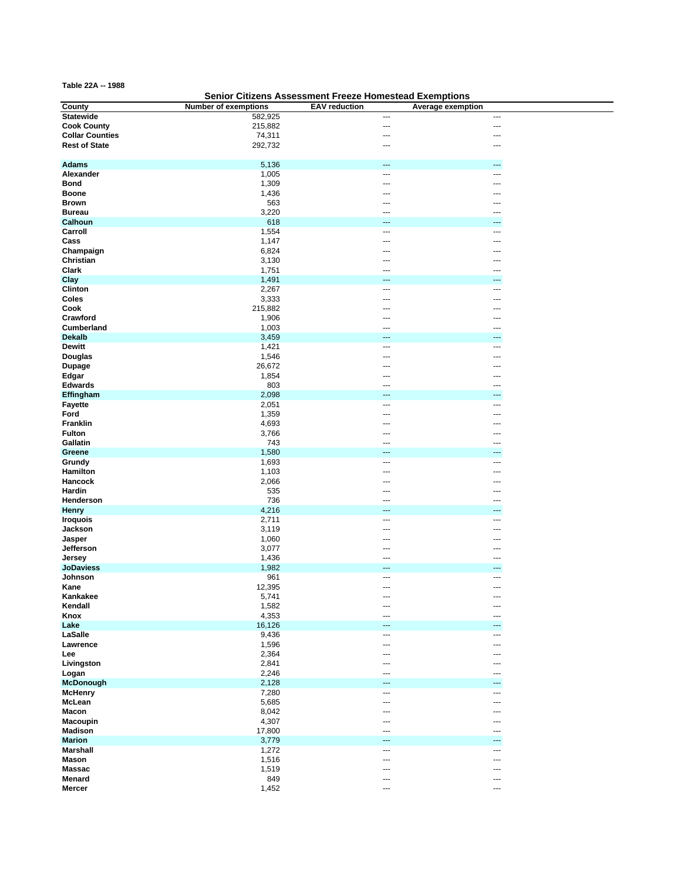Table 22A -- 1988

## Senior Citizens Assessment Freeze Homestead Exemptions

| County | Number of exemptions | EAV reduction | Average exemption |
|---|---|---|---|
| **Statewide** | 582,925 | --- | --- |
| **Cook County** | 215,882 | --- | --- |
| **Collar Counties** | 74,311 | --- | --- |
| **Rest of State** | 292,732 | --- | --- |
| | | | |
| **Adams** | 5,136 | --- | --- |
| **Alexander** | 1,005 | --- | --- |
| **Bond** | 1,309 | --- | --- |
| **Boone** | 1,436 | --- | --- |
| **Brown** | 563 | --- | --- |
| **Bureau** | 3,220 | --- | --- |
| **Calhoun** | 618 | --- | --- |
| **Carroll** | 1,554 | --- | --- |
| **Cass** | 1,147 | --- | --- |
| **Champaign** | 6,824 | --- | --- |
| **Christian** | 3,130 | --- | --- |
| **Clark** | 1,751 | --- | --- |
| **Clay** | 1,491 | --- | --- |
| **Clinton** | 2,267 | --- | --- |
| **Coles** | 3,333 | --- | --- |
| **Cook** | 215,882 | --- | --- |
| **Crawford** | 1,906 | --- | --- |
| **Cumberland** | 1,003 | --- | --- |
| **Dekalb** | 3,459 | --- | --- |
| **Dewitt** | 1,421 | --- | --- |
| **Douglas** | 1,546 | --- | --- |
| **Dupage** | 26,672 | --- | --- |
| **Edgar** | 1,854 | --- | --- |
| **Edwards** | 803 | --- | --- |
| **Effingham** | 2,098 | --- | --- |
| **Fayette** | 2,051 | --- | --- |
| **Ford** | 1,359 | --- | --- |
| **Franklin** | 4,693 | --- | --- |
| **Fulton** | 3,766 | --- | --- |
| **Gallatin** | 743 | --- | --- |
| **Greene** | 1,580 | --- | --- |
| **Grundy** | 1,693 | --- | --- |
| **Hamilton** | 1,103 | --- | --- |
| **Hancock** | 2,066 | --- | --- |
| **Hardin** | 535 | --- | --- |
| **Henderson** | 736 | --- | --- |
| **Henry** | 4,216 | --- | --- |
| **Iroquois** | 2,711 | --- | --- |
| **Jackson** | 3,119 | --- | --- |
| **Jasper** | 1,060 | --- | --- |
| **Jefferson** | 3,077 | --- | --- |
| **Jersey** | 1,436 | --- | --- |
| **JoDaviess** | 1,982 | --- | --- |
| **Johnson** | 961 | --- | --- |
| **Kane** | 12,395 | --- | --- |
| **Kankakee** | 5,741 | --- | --- |
| **Kendall** | 1,582 | --- | --- |
| **Knox** | 4,353 | --- | --- |
| **Lake** | 16,126 | --- | --- |
| **LaSalle** | 9,436 | --- | --- |
| **Lawrence** | 1,596 | --- | --- |
| **Lee** | 2,364 | --- | --- |
| **Livingston** | 2,841 | --- | --- |
| **Logan** | 2,246 | --- | --- |
| **McDonough** | 2,128 | --- | --- |
| **McHenry** | 7,280 | --- | --- |
| **McLean** | 5,685 | --- | --- |
| **Macon** | 8,042 | --- | --- |
| **Macoupin** | 4,307 | --- | --- |
| **Madison** | 17,800 | --- | --- |
| **Marion** | 3,779 | --- | --- |
| **Marshall** | 1,272 | --- | --- |
| **Mason** | 1,516 | --- | --- |
| **Massac** | 1,519 | --- | --- |
| **Menard** | 849 | --- | --- |
| **Mercer** | 1,452 | --- | --- |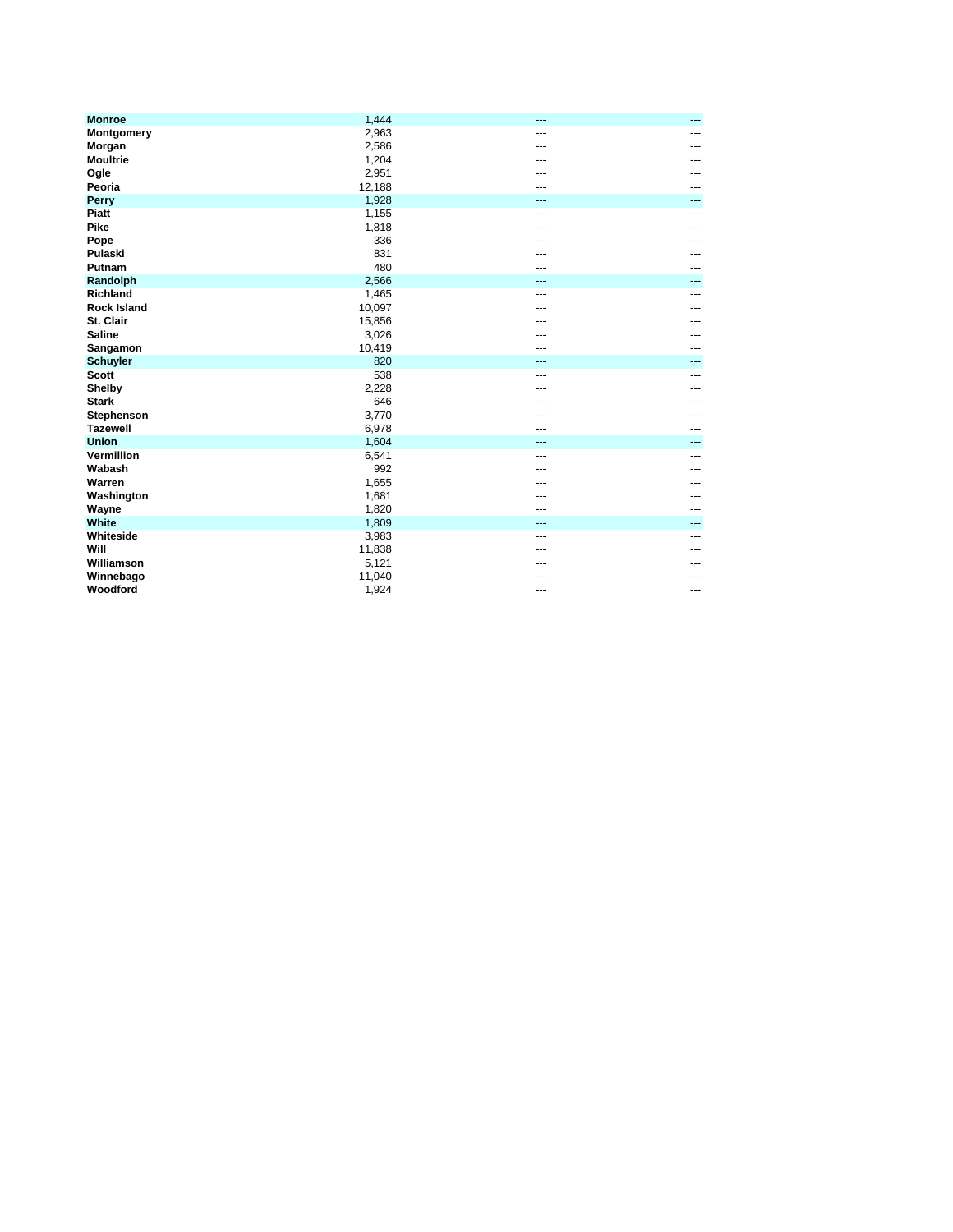| | | | |
|---|---|---|---|
| **Monroe** | 1,444 | --- | --- |
| **Montgomery** | 2,963 | --- | --- |
| **Morgan** | 2,586 | --- | --- |
| **Moultrie** | 1,204 | --- | --- |
| **Ogle** | 2,951 | --- | --- |
| **Peoria** | 12,188 | --- | --- |
| **Perry** | 1,928 | --- | --- |
| **Piatt** | 1,155 | --- | --- |
| **Pike** | 1,818 | --- | --- |
| **Pope** | 336 | --- | --- |
| **Pulaski** | 831 | --- | --- |
| **Putnam** | 480 | --- | --- |
| **Randolph** | 2,566 | --- | --- |
| **Richland** | 1,465 | --- | --- |
| **Rock Island** | 10,097 | --- | --- |
| **St. Clair** | 15,856 | --- | --- |
| **Saline** | 3,026 | --- | --- |
| **Sangamon** | 10,419 | --- | --- |
| **Schuyler** | 820 | --- | --- |
| **Scott** | 538 | --- | --- |
| **Shelby** | 2,228 | --- | --- |
| **Stark** | 646 | --- | --- |
| **Stephenson** | 3,770 | --- | --- |
| **Tazewell** | 6,978 | --- | --- |
| **Union** | 1,604 | --- | --- |
| **Vermillion** | 6,541 | --- | --- |
| **Wabash** | 992 | --- | --- |
| **Warren** | 1,655 | --- | --- |
| **Washington** | 1,681 | --- | --- |
| **Wayne** | 1,820 | --- | --- |
| **White** | 1,809 | --- | --- |
| **Whiteside** | 3,983 | --- | --- |
| **Will** | 11,838 | --- | --- |
| **Williamson** | 5,121 | --- | --- |
| **Winnebago** | 11,040 | --- | --- |
| **Woodford** | 1,924 | --- | --- |